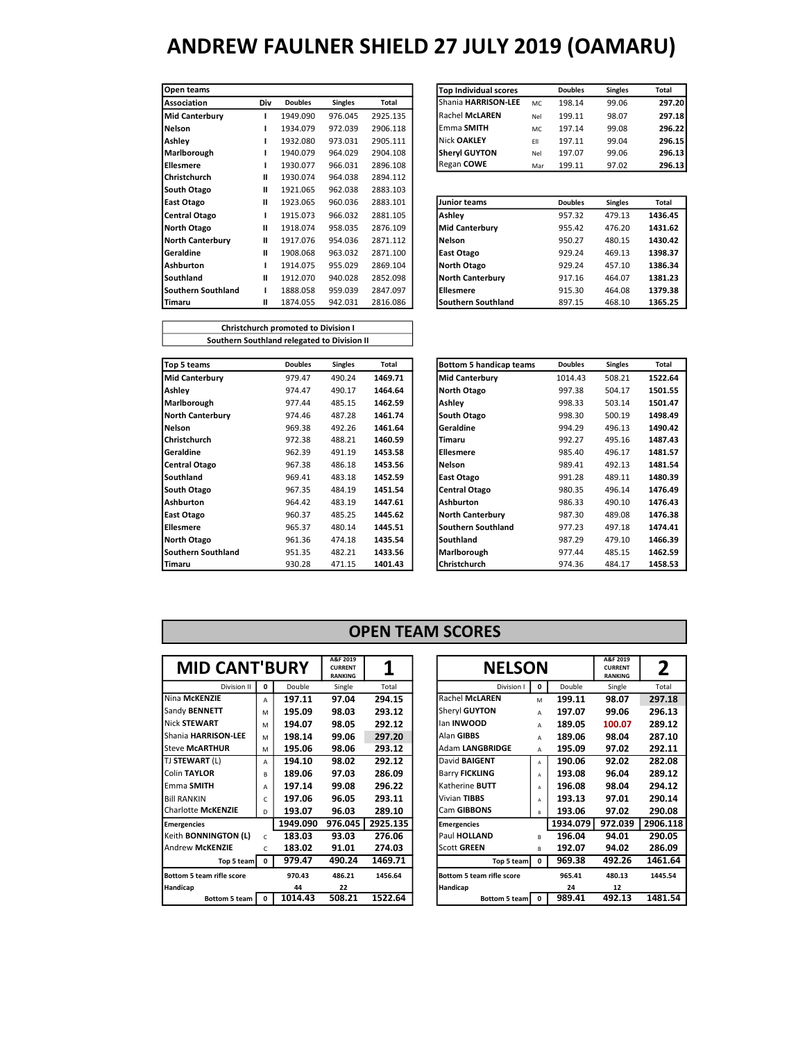# ANDREW FAULNER SHIELD 27 JULY 2019 (OAMARU)

| Open teams | | | | |
|---|---|---|---|---|
| **Association** | **Div** | **Doubles** | **Singles** | **Total** |
| **Mid Canterbury** | **I** | 1949.090 | 976.045 | 2925.135 |
| **Nelson** | **I** | 1934.079 | 972.039 | 2906.118 |
| **Ashley** | **I** | 1932.080 | 973.031 | 2905.111 |
| **Marlborough** | **I** | 1940.079 | 964.029 | 2904.108 |
| **Ellesmere** | **I** | 1930.077 | 966.031 | 2896.108 |
| **Christchurch** | **II** | 1930.074 | 964.038 | 2894.112 |
| **South Otago** | **II** | 1921.065 | 962.038 | 2883.103 |
| **East Otago** | **II** | 1923.065 | 960.036 | 2883.101 |
| **Central Otago** | **I** | 1915.073 | 966.032 | 2881.105 |
| **North Otago** | **II** | 1918.074 | 958.035 | 2876.109 |
| **North Canterbury** | **II** | 1917.076 | 954.036 | 2871.112 |
| **Geraldine** | **II** | 1908.068 | 963.032 | 2871.100 |
| **Ashburton** | **I** | 1914.075 | 955.029 | 2869.104 |
| **Southland** | **II** | 1912.070 | 940.028 | 2852.098 |
| **Southern Southland** | **I** | 1888.058 | 959.039 | 2847.097 |
| **Timaru** | **II** | 1874.055 | 942.031 | 2816.086 |

**Christchurch promoted to Division I**

**Southern Southland relegated to Division II**

| Top Individual scores | | Doubles | Singles | Total |
|---|---|---|---|---|
| Shania **HARRISON-LEE** | MC | 198.14 | 99.06 | **297.20** |
| Rachel **McLAREN** | Nel | 199.11 | 98.07 | **297.18** |
| Emma **SMITH** | MC | 197.14 | 99.08 | **296.22** |
| Nick **OAKLEY** | Ell | 197.11 | 99.04 | **296.15** |
| **Sheryl GUYTON** | Nel | 197.07 | 99.06 | **296.13** |
| Regan **COWE** | Mar | 199.11 | 97.02 | **296.13** |

| Junior teams | Doubles | Singles | Total |
|---|---|---|---|
| **Ashley** | 957.32 | 479.13 | **1436.45** |
| **Mid Canterbury** | 955.42 | 476.20 | **1431.62** |
| **Nelson** | 950.27 | 480.15 | **1430.42** |
| **East Otago** | 929.24 | 469.13 | **1398.37** |
| **North Otago** | 929.24 | 457.10 | **1386.34** |
| **North Canterbury** | 917.16 | 464.07 | **1381.23** |
| **Ellesmere** | 915.30 | 464.08 | **1379.38** |
| **Southern Southland** | 897.15 | 468.10 | **1365.25** |

| Top 5 teams | Doubles | Singles | Total |
|---|---|---|---|
| **Mid Canterbury** | 979.47 | 490.24 | **1469.71** |
| **Ashley** | 974.47 | 490.17 | **1464.64** |
| **Marlborough** | 977.44 | 485.15 | **1462.59** |
| **North Canterbury** | 974.46 | 487.28 | **1461.74** |
| **Nelson** | 969.38 | 492.26 | **1461.64** |
| **Christchurch** | 972.38 | 488.21 | **1460.59** |
| **Geraldine** | 962.39 | 491.19 | **1453.58** |
| **Central Otago** | 967.38 | 486.18 | **1453.56** |
| **Southland** | 969.41 | 483.18 | **1452.59** |
| **South Otago** | 967.35 | 484.19 | **1451.54** |
| **Ashburton** | 964.42 | 483.19 | **1447.61** |
| **East Otago** | 960.37 | 485.25 | **1445.62** |
| **Ellesmere** | 965.37 | 480.14 | **1445.51** |
| **North Otago** | 961.36 | 474.18 | **1435.54** |
| **Southern Southland** | 951.35 | 482.21 | **1433.56** |
| **Timaru** | 930.28 | 471.15 | **1401.43** |

| Bottom 5 handicap teams | Doubles | Singles | Total |
|---|---|---|---|
| **Mid Canterbury** | 1014.43 | 508.21 | **1522.64** |
| **North Otago** | 997.38 | 504.17 | **1501.55** |
| **Ashley** | 998.33 | 503.14 | **1501.47** |
| **South Otago** | 998.30 | 500.19 | **1498.49** |
| **Geraldine** | 994.29 | 496.13 | **1490.42** |
| **Timaru** | 992.27 | 495.16 | **1487.43** |
| **Ellesmere** | 985.40 | 496.17 | **1481.57** |
| **Nelson** | 989.41 | 492.13 | **1481.54** |
| **East Otago** | 991.28 | 489.11 | **1480.39** |
| **Central Otago** | 980.35 | 496.14 | **1476.49** |
| **Ashburton** | 986.33 | 490.10 | **1476.43** |
| **North Canterbury** | 987.30 | 489.08 | **1476.38** |
| **Southern Southland** | 977.23 | 497.18 | **1474.41** |
| **Southland** | 987.29 | 479.10 | **1466.39** |
| **Marlborough** | 977.44 | 485.15 | **1462.59** |
| **Christchurch** | 974.36 | 484.17 | **1458.53** |

## OPEN TEAM SCORES

| **MID CANT'BURY** | | A&F 2019 CURRENT RANKING | | **1** |
|---|---|---|---|---|
| Division II | **0** | Double | Single | Total |
| Nina **McKENZIE** | A | **197.11** | **97.04** | **294.15** |
| Sandy **BENNETT** | M | **195.09** | **98.03** | **293.12** |
| Nick **STEWART** | M | **194.07** | **98.05** | **292.12** |
| Shania **HARRISON-LEE** | M | **198.14** | **99.06** | **297.20** |
| Steve **McARTHUR** | M | **195.06** | **98.06** | **293.12** |
| TJ **STEWART** (L) | A | **194.10** | **98.02** | **292.12** |
| Colin **TAYLOR** | B | **189.06** | **97.03** | **286.09** |
| Emma **SMITH** | A | **197.14** | **99.08** | **296.22** |
| Bill RANKIN | C | **197.06** | **96.05** | **293.11** |
| Charlotte **McKENZIE** | D | **193.07** | **96.03** | **289.10** |
| **Emergencies** | | **1949.090** | **976.045** | **2925.135** |
| Keith **BONNINGTON (L)** | C | **183.03** | **93.03** | **276.06** |
| Andrew **McKENZIE** | C | **183.02** | **91.01** | **274.03** |
| **Top 5 team** | **0** | **979.47** | **490.24** | **1469.71** |
| **Bottom 5 team rifle score** | | **970.43** | **486.21** | **1456.64** |
| **Handicap** | | **44** | **22** | |
| **Bottom 5 team** | **0** | **1014.43** | **508.21** | **1522.64** |

| **NELSON** | | A&F 2019 CURRENT RANKING | | **2** |
|---|---|---|---|---|
| Division I | **0** | Double | Single | Total |
| Rachel **McLAREN** | M | **199.11** | **98.07** | **297.18** |
| Sheryl **GUYTON** | A | **197.07** | **99.06** | **296.13** |
| Ian **INWOOD** | A | **189.05** | **100.07** | **289.12** |
| Alan **GIBBS** | A | **189.06** | **98.04** | **287.10** |
| Adam **LANGBRIDGE** | A | **195.09** | **97.02** | **292.11** |
| David **BAIGENT** | A | **190.06** | **92.02** | **282.08** |
| Barry **FICKLING** | A | **193.08** | **96.04** | **289.12** |
| Katherine **BUTT** | A | **196.08** | **98.04** | **294.12** |
| Vivian **TIBBS** | A | **193.13** | **97.01** | **290.14** |
| Cam **GIBBONS** | B | **193.06** | **97.02** | **290.08** |
| **Emergencies** | | **1934.079** | **972.039** | **2906.118** |
| Paul **HOLLAND** | B | **196.04** | **94.01** | **290.05** |
| Scott **GREEN** | B | **192.07** | **94.02** | **286.09** |
| **Top 5 team** | **0** | **969.38** | **492.26** | **1461.64** |
| **Bottom 5 team rifle score** | | **965.41** | **480.13** | **1445.54** |
| **Handicap** | | **24** | **12** | |
| **Bottom 5 team** | **0** | **989.41** | **492.13** | **1481.54** |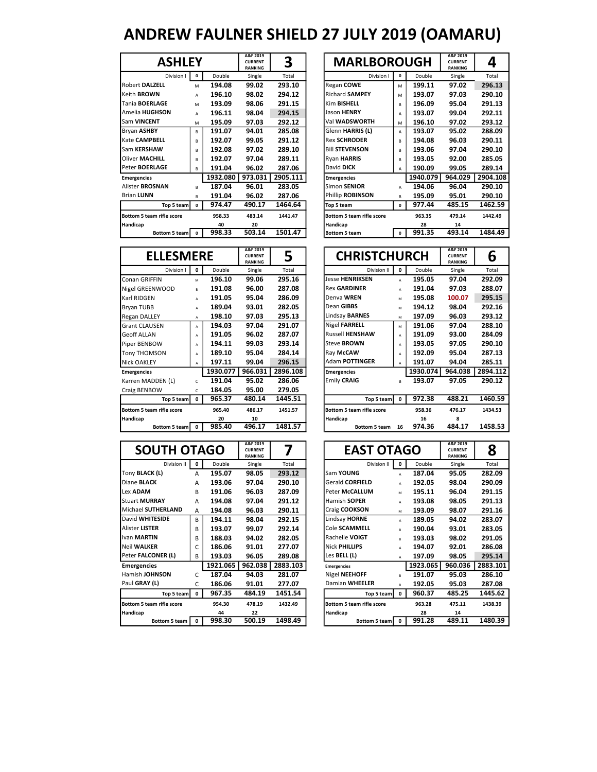# ANDREW FAULNER SHIELD 27 JULY 2019 (OAMARU)

## ASHLEY

A&F 2019 CURRENT RANKING: **3**

| Division I | 0 | Double | Single | Total |
|---|---|---|---|---|
| Robert **DALZELL** | M | 194.08 | 99.02 | 293.10 |
| Keith **BROWN** | A | 196.10 | 98.02 | 294.12 |
| Tania **BOERLAGE** | M | 193.09 | 98.06 | 291.15 |
| Amelia **HUGHSON** | A | 196.11 | 98.04 | 294.15 |
| Sam **VINCENT** | M | 195.09 | 97.03 | 292.12 |
| Bryan **ASHBY** | B | 191.07 | 94.01 | 285.08 |
| Kate **CAMPBELL** | B | 192.07 | 99.05 | 291.12 |
| Sam **KERSHAW** | B | 192.08 | 97.02 | 289.10 |
| Oliver **MACHILL** | B | 192.07 | 97.04 | 289.11 |
| Peter **BOERLAGE** | B | 191.04 | 96.02 | 287.06 |
| **Emergencies** | | 1932.080 | 973.031 | 2905.111 |
| Alister **BROSNAN** | B | 187.04 | 96.01 | 283.05 |
| Brian **LUNN** | B | 191.04 | 96.02 | 287.06 |
| **Top 5 team** | 0 | 974.47 | 490.17 | 1464.64 |
| **Bottom 5 team rifle score** | | 958.33 | 483.14 | 1441.47 |
| **Handicap** | | 40 | 20 | |
| **Bottom 5 team** | 0 | 998.33 | 503.14 | 1501.47 |

## MARLBOROUGH

A&F 2019 CURRENT RANKING: **4**

| Division I | 0 | Double | Single | Total |
|---|---|---|---|---|
| Regan **COWE** | M | 199.11 | 97.02 | 296.13 |
| Richard **SAMPEY** | M | 193.07 | 97.03 | 290.10 |
| Kim **BISHELL** | B | 196.09 | 95.04 | 291.13 |
| Jason **HENRY** | A | 193.07 | 99.04 | 292.11 |
| Val **WADSWORTH** | M | 196.10 | 97.02 | 293.12 |
| Glenn **HARRIS (L)** | A | 193.07 | 95.02 | 288.09 |
| Rex **SCHRODER** | B | 194.08 | 96.03 | 290.11 |
| Bill **STEVENSON** | B | 193.06 | 97.04 | 290.10 |
| Ryan **HARRIS** | B | 193.05 | 92.00 | 285.05 |
| David **DICK** | A | 190.09 | 99.05 | 289.14 |
| **Emergencies** | | 1940.079 | 964.029 | 2904.108 |
| Simon **SENIOR** | A | 194.06 | 96.04 | 290.10 |
| Phillip **ROBINSON** | B | 195.09 | 95.01 | 290.10 |
| **Top 5 team** | 0 | 977.44 | 485.15 | 1462.59 |
| **Bottom 5 team rifle score** | | 963.35 | 479.14 | 1442.49 |
| **Handicap** | | 28 | 14 | |
| **Bottom 5 team** | 0 | 991.35 | 493.14 | 1484.49 |

## ELLESMERE

A&F 2019 CURRENT RANKING: **5**

| Division I | 0 | Double | Single | Total |
|---|---|---|---|---|
| Conan GRIFFIN | M | 196.10 | 99.06 | 295.16 |
| Nigel GREENWOOD | B | 191.08 | 96.00 | 287.08 |
| Karl RIDGEN | A | 191.05 | 95.04 | 286.09 |
| Bryan TUBB | A | 189.04 | 93.01 | 282.05 |
| Regan DALLEY | A | 198.10 | 97.03 | 295.13 |
| Grant CLAUSEN | A | 194.03 | 97.04 | 291.07 |
| Geoff ALLAN | A | 191.05 | 96.02 | 287.07 |
| Piper BENBOW | A | 194.11 | 99.03 | 293.14 |
| Tony THOMSON | A | 189.10 | 95.04 | 284.14 |
| Nick OAKLEY | A | 197.11 | 99.04 | 296.15 |
| **Emergencies** | | 1930.077 | 966.031 | 2896.108 |
| Karren MADDEN (L) | C | 191.04 | 95.02 | 286.06 |
| Craig BENBOW | C | 184.05 | 95.00 | 279.05 |
| **Top 5 team** | 0 | 965.37 | 480.14 | 1445.51 |
| **Bottom 5 team rifle score** | | 965.40 | 486.17 | 1451.57 |
| **Handicap** | | 20 | 10 | |
| **Bottom 5 team** | 0 | 985.40 | 496.17 | 1481.57 |

## CHRISTCHURCH

A&F 2019 CURRENT RANKING: **6**

| Division II | 0 | Double | Single | Total |
|---|---|---|---|---|
| Jesse **HENRIKSEN** | A | 195.05 | 97.04 | 292.09 |
| Rex **GARDINER** | A | 191.04 | 97.03 | 288.07 |
| Denva **WREN** | M | 195.08 | 100.07 | 295.15 |
| Dean **GIBBS** | M | 194.12 | 98.04 | 292.16 |
| Lindsay **BARNES** | M | 197.09 | 96.03 | 293.12 |
| Nigel **FARRELL** | M | 191.06 | 97.04 | 288.10 |
| Russell **HENSHAW** | A | 191.09 | 93.00 | 284.09 |
| Steve **BROWN** | A | 193.05 | 97.05 | 290.10 |
| Ray **McCAW** | A | 192.09 | 95.04 | 287.13 |
| Adam **POTTINGER** | A | 191.07 | 94.04 | 285.11 |
| **Emergencies** | | 1930.074 | 964.038 | 2894.112 |
| Emily **CRAIG** | B | 193.07 | 97.05 | 290.12 |
| **Top 5 team** | 0 | 972.38 | 488.21 | 1460.59 |
| **Bottom 5 team rifle score** | | 958.36 | 476.17 | 1434.53 |
| **Handicap** | | 16 | 8 | |
| **Bottom 5 team** | 16 | 974.36 | 484.17 | 1458.53 |

## SOUTH OTAGO

A&F 2019 CURRENT RANKING: **7**

| Division II | 0 | Double | Single | Total |
|---|---|---|---|---|
| Tony **BLACK (L)** | A | 195.07 | 98.05 | 293.12 |
| Diane **BLACK** | A | 193.06 | 97.04 | 290.10 |
| Lex **ADAM** | B | 191.06 | 96.03 | 287.09 |
| Stuart **MURRAY** | A | 194.08 | 97.04 | 291.12 |
| Michael **SUTHERLAND** | A | 194.08 | 96.03 | 290.11 |
| David **WHITESIDE** | B | 194.11 | 98.04 | 292.15 |
| Alister **LISTER** | B | 193.07 | 99.07 | 292.14 |
| Ivan **MARTIN** | B | 188.03 | 94.02 | 282.05 |
| Neil **WALKER** | C | 186.06 | 91.01 | 277.07 |
| Peter **FALCONER (L)** | B | 193.03 | 96.05 | 289.08 |
| **Emergencies** | | 1921.065 | 962.038 | 2883.103 |
| Hamish **JOHNSON** | C | 187.04 | 94.03 | 281.07 |
| Paul **GRAY (L)** | C | 186.06 | 91.01 | 277.07 |
| **Top 5 team** | 0 | 967.35 | 484.19 | 1451.54 |
| **Bottom 5 team rifle score** | | 954.30 | 478.19 | 1432.49 |
| **Handicap** | | 44 | 22 | |
| **Bottom 5 team** | 0 | 998.30 | 500.19 | 1498.49 |

## EAST OTAGO

A&F 2019 CURRENT RANKING: **8**

| Division II | 0 | Double | Single | Total |
|---|---|---|---|---|
| Sam **YOUNG** | A | 187.04 | 95.05 | 282.09 |
| Gerald **CORFIELD** | A | 192.05 | 98.04 | 290.09 |
| Peter **McCALLUM** | M | 195.11 | 96.04 | 291.15 |
| Hamish **SOPER** | A | 193.08 | 98.05 | 291.13 |
| Craig **COOKSON** | M | 193.09 | 98.07 | 291.16 |
| Lindsay **HORNE** | A | 189.05 | 94.02 | 283.07 |
| Cole **SCAMMELL** | B | 190.04 | 93.01 | 283.05 |
| Rachelle **VOIGT** | B | 193.03 | 98.02 | 291.05 |
| Nick **PHILLIPS** | A | 194.07 | 92.01 | 286.08 |
| Les **BELL (L)** | A | 197.09 | 98.05 | 295.14 |
| **Emergencies** | | 1923.065 | 960.036 | 2883.101 |
| Nigel **NEEHOFF** | B | 191.07 | 95.03 | 286.10 |
| Damian **WHEELER** | B | 192.05 | 95.03 | 287.08 |
| **Top 5 team** | 0 | 960.37 | 485.25 | 1445.62 |
| **Bottom 5 team rifle score** | | 963.28 | 475.11 | 1438.39 |
| **Handicap** | | 28 | 14 | |
| **Bottom 5 team** | 0 | 991.28 | 489.11 | 1480.39 |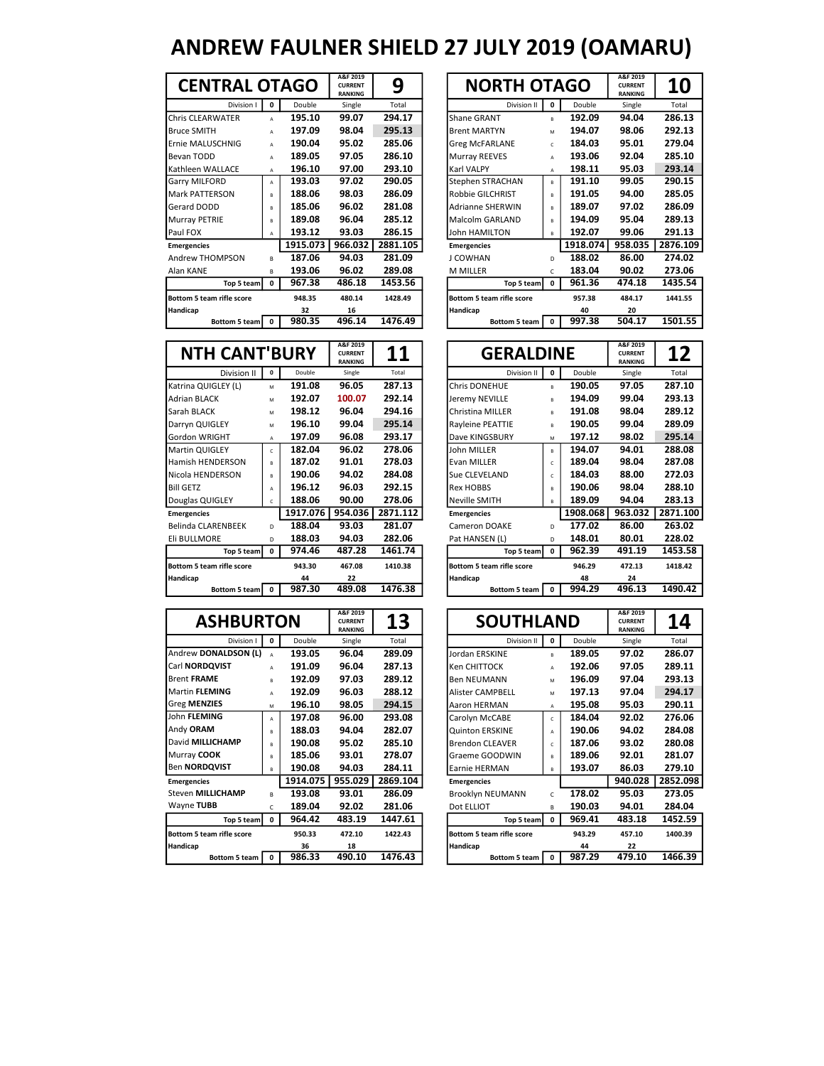# ANDREW FAULNER SHIELD 27 JULY 2019 (OAMARU)

## CENTRAL OTAGO — A&F 2019 CURRENT RANKING: 9

| Division I | 0 | Double | Single | Total |
|---|---|---|---|---|
| Chris CLEARWATER | A | 195.10 | 99.07 | 294.17 |
| Bruce SMITH | A | 197.09 | 98.04 | 295.13 |
| Ernie MALUSCHNIG | A | 190.04 | 95.02 | 285.06 |
| Bevan TODD | A | 189.05 | 97.05 | 286.10 |
| Kathleen WALLACE | A | 196.10 | 97.00 | 293.10 |
| Garry MILFORD | A | 193.03 | 97.02 | 290.05 |
| Mark PATTERSON | B | 188.06 | 98.03 | 286.09 |
| Gerard DODD | B | 185.06 | 96.02 | 281.08 |
| Murray PETRIE | B | 189.08 | 96.04 | 285.12 |
| Paul FOX | A | 193.12 | 93.03 | 286.15 |
| **Emergencies** | | 1915.073 | 966.032 | 2881.105 |
| Andrew THOMPSON | B | 187.06 | 94.03 | 281.09 |
| Alan KANE | B | 193.06 | 96.02 | 289.08 |
| **Top 5 team** | 0 | 967.38 | 486.18 | 1453.56 |
| **Bottom 5 team rifle score** | | 948.35 | 480.14 | 1428.49 |
| **Handicap** | | 32 | 16 | |
| **Bottom 5 team** | 0 | 980.35 | 496.14 | 1476.49 |

## NORTH OTAGO — A&F 2019 CURRENT RANKING: 10

| Division II | 0 | Double | Single | Total |
|---|---|---|---|---|
| Shane GRANT | B | 192.09 | 94.04 | 286.13 |
| Brent MARTYN | M | 194.07 | 98.06 | 292.13 |
| Greg McFARLANE | C | 184.03 | 95.01 | 279.04 |
| Murray REEVES | A | 193.06 | 92.04 | 285.10 |
| Karl VALPY | A | 198.11 | 95.03 | 293.14 |
| Stephen STRACHAN | B | 191.10 | 99.05 | 290.15 |
| Robbie GILCHRIST | B | 191.05 | 94.00 | 285.05 |
| Adrianne SHERWIN | B | 189.07 | 97.02 | 286.09 |
| Malcolm GARLAND | B | 194.09 | 95.04 | 289.13 |
| John HAMILTON | B | 192.07 | 99.06 | 291.13 |
| **Emergencies** | | 1918.074 | 958.035 | 2876.109 |
| J COWHAN | D | 188.02 | 86.00 | 274.02 |
| M MILLER | C | 183.04 | 90.02 | 273.06 |
| **Top 5 team** | 0 | 961.36 | 474.18 | 1435.54 |
| **Bottom 5 team rifle score** | | 957.38 | 484.17 | 1441.55 |
| **Handicap** | | 40 | 20 | |
| **Bottom 5 team** | 0 | 997.38 | 504.17 | 1501.55 |

## NTH CANT'BURY — A&F 2019 CURRENT RANKING: 11

| Division II | 0 | Double | Single | Total |
|---|---|---|---|---|
| Katrina QUIGLEY (L) | M | 191.08 | 96.05 | 287.13 |
| Adrian BLACK | M | 192.07 | 100.07 | 292.14 |
| Sarah BLACK | M | 198.12 | 96.04 | 294.16 |
| Darryn QUIGLEY | M | 196.10 | 99.04 | 295.14 |
| Gordon WRIGHT | A | 197.09 | 96.08 | 293.17 |
| Martin QUIGLEY | C | 182.04 | 96.02 | 278.06 |
| Hamish HENDERSON | B | 187.02 | 91.01 | 278.03 |
| Nicola HENDERSON | B | 190.06 | 94.02 | 284.08 |
| Bill GETZ | A | 196.12 | 96.03 | 292.15 |
| Douglas QUIGLEY | C | 188.06 | 90.00 | 278.06 |
| **Emergencies** | | 1917.076 | 954.036 | 2871.112 |
| Belinda CLARENBEEK | D | 188.04 | 93.03 | 281.07 |
| Eli BULLMORE | D | 188.03 | 94.03 | 282.06 |
| **Top 5 team** | 0 | 974.46 | 487.28 | 1461.74 |
| **Bottom 5 team rifle score** | | 943.30 | 467.08 | 1410.38 |
| **Handicap** | | 44 | 22 | |
| **Bottom 5 team** | 0 | 987.30 | 489.08 | 1476.38 |

## GERALDINE — A&F 2019 CURRENT RANKING: 12

| Division II | 0 | Double | Single | Total |
|---|---|---|---|---|
| Chris DONEHUE | B | 190.05 | 97.05 | 287.10 |
| Jeremy NEVILLE | B | 194.09 | 99.04 | 293.13 |
| Christina MILLER | B | 191.08 | 98.04 | 289.12 |
| Rayleine PEATTIE | B | 190.05 | 99.04 | 289.09 |
| Dave KINGSBURY | M | 197.12 | 98.02 | 295.14 |
| John MILLER | B | 194.07 | 94.01 | 288.08 |
| Evan MILLER | C | 189.04 | 98.04 | 287.08 |
| Sue CLEVELAND | C | 184.03 | 88.00 | 272.03 |
| Rex HOBBS | B | 190.06 | 98.04 | 288.10 |
| Neville SMITH | B | 189.09 | 94.04 | 283.13 |
| **Emergencies** | | 1908.068 | 963.032 | 2871.100 |
| Cameron DOAKE | D | 177.02 | 86.00 | 263.02 |
| Pat HANSEN (L) | D | 148.01 | 80.01 | 228.02 |
| **Top 5 team** | 0 | 962.39 | 491.19 | 1453.58 |
| **Bottom 5 team rifle score** | | 946.29 | 472.13 | 1418.42 |
| **Handicap** | | 48 | 24 | |
| **Bottom 5 team** | 0 | 994.29 | 496.13 | 1490.42 |

## ASHBURTON — A&F 2019 CURRENT RANKING: 13

| Division I | 0 | Double | Single | Total |
|---|---|---|---|---|
| Andrew **DONALDSON** (L) | A | 193.05 | 96.04 | 289.09 |
| Carl **NORDQVIST** | A | 191.09 | 96.04 | 287.13 |
| Brent **FRAME** | B | 192.09 | 97.03 | 289.12 |
| Martin **FLEMING** | A | 192.09 | 96.03 | 288.12 |
| Greg **MENZIES** | M | 196.10 | 98.05 | 294.15 |
| John **FLEMING** | A | 197.08 | 96.00 | 293.08 |
| Andy **ORAM** | B | 188.03 | 94.04 | 282.07 |
| David **MILLICHAMP** | B | 190.08 | 95.02 | 285.10 |
| Murray **COOK** | B | 185.06 | 93.01 | 278.07 |
| Ben **NORDQVIST** | B | 190.08 | 94.03 | 284.11 |
| **Emergencies** | | 1914.075 | 955.029 | 2869.104 |
| Steven **MILLICHAMP** | B | 193.08 | 93.01 | 286.09 |
| Wayne **TUBB** | C | 189.04 | 92.02 | 281.06 |
| **Top 5 team** | 0 | 964.42 | 483.19 | 1447.61 |
| **Bottom 5 team rifle score** | | 950.33 | 472.10 | 1422.43 |
| **Handicap** | | 36 | 18 | |
| **Bottom 5 team** | 0 | 986.33 | 490.10 | 1476.43 |

## SOUTHLAND — A&F 2019 CURRENT RANKING: 14

| Division II | 0 | Double | Single | Total |
|---|---|---|---|---|
| Jordan ERSKINE | B | 189.05 | 97.02 | 286.07 |
| Ken CHITTOCK | A | 192.06 | 97.05 | 289.11 |
| Ben NEUMANN | M | 196.09 | 97.04 | 293.13 |
| Alister CAMPBELL | M | 197.13 | 97.04 | 294.17 |
| Aaron HERMAN | A | 195.08 | 95.03 | 290.11 |
| Carolyn McCABE | C | 184.04 | 92.02 | 276.06 |
| Quinton ERSKINE | A | 190.06 | 94.02 | 284.08 |
| Brendon CLEAVER | C | 187.06 | 93.02 | 280.08 |
| Graeme GOODWIN | B | 189.06 | 92.01 | 281.07 |
| Earnie HERMAN | B | 193.07 | 86.03 | 279.10 |
| **Emergencies** | | | 940.028 | 2852.098 |
| Brooklyn NEUMANN | C | 178.02 | 95.03 | 273.05 |
| Dot ELLIOT | B | 190.03 | 94.01 | 284.04 |
| **Top 5 team** | 0 | 969.41 | 483.18 | 1452.59 |
| **Bottom 5 team rifle score** | | 943.29 | 457.10 | 1400.39 |
| **Handicap** | | 44 | 22 | |
| **Bottom 5 team** | 0 | 987.29 | 479.10 | 1466.39 |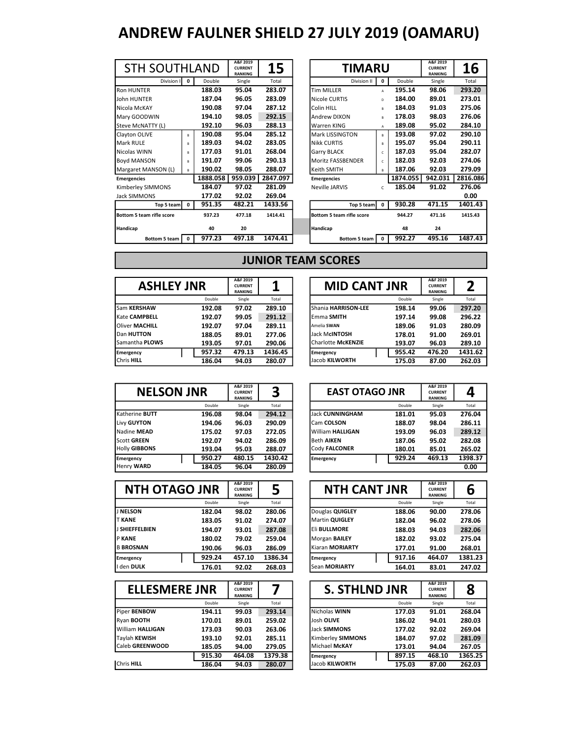# ANDREW FAULNER SHIELD 27 JULY 2019 (OAMARU)

| STH SOUTHLAND | | A&F 2019 CURRENT RANKING | 15 | |
|---|---|---|---|---|
| Division I | 0 | Double | Single | Total |
| Ron HUNTER | | 188.03 | 95.04 | 283.07 |
| John HUNTER | | 187.04 | 96.05 | 283.09 |
| Nicola McKAY | | 190.08 | 97.04 | 287.12 |
| Mary GOODWIN | | 194.10 | 98.05 | 292.15 |
| Steve McNATTY (L) | | 192.10 | 96.03 | 288.13 |
| Clayton OLIVE | B | 190.08 | 95.04 | 285.12 |
| Mark RULE | B | 189.03 | 94.02 | 283.05 |
| Nicolas WINN | B | 177.03 | 91.01 | 268.04 |
| Boyd MANSON | B | 191.07 | 99.06 | 290.13 |
| Margaret MANSON (L) | B | 190.02 | 98.05 | 288.07 |
| Emergencies | | 1888.058 | 959.039 | 2847.097 |
| Kimberley SIMMONS | | 184.07 | 97.02 | 281.09 |
| Jack SIMMONS | | 177.02 | 92.02 | 269.04 |
| Top 5 team | 0 | 951.35 | 482.21 | 1433.56 |
| Bottom 5 team rifle score | | 937.23 | 477.18 | 1414.41 |
| Handicap | | 40 | 20 | |
| Bottom 5 team | 0 | 977.23 | 497.18 | 1474.41 |

| TIMARU | | A&F 2019 CURRENT RANKING | 16 | |
|---|---|---|---|---|
| Division II | 0 | Double | Single | Total |
| Tim MILLER | A | 195.14 | 98.06 | 293.20 |
| Nicole CURTIS | D | 184.00 | 89.01 | 273.01 |
| Colin HILL | B | 184.03 | 91.03 | 275.06 |
| Andrew DIXON | B | 178.03 | 98.03 | 276.06 |
| Warren KING | A | 189.08 | 95.02 | 284.10 |
| Mark LISSINGTON | B | 193.08 | 97.02 | 290.10 |
| Nikk CURTIS | B | 195.07 | 95.04 | 290.11 |
| Garry BLACK | C | 187.03 | 95.04 | 282.07 |
| Moritz FASSBENDER | C | 182.03 | 92.03 | 274.06 |
| Keith SMITH | B | 187.06 | 92.03 | 279.09 |
| Emergencies | | 1874.055 | 942.031 | 2816.086 |
| Neville JARVIS | C | 185.04 | 91.02 | 276.06 |
| | | | | 0.00 |
| Top 5 team | 0 | 930.28 | 471.15 | 1401.43 |
| Bottom 5 team rifle score | | 944.27 | 471.16 | 1415.43 |
| Handicap | | 48 | 24 | |
| Bottom 5 team | 0 | 992.27 | 495.16 | 1487.43 |

## JUNIOR TEAM SCORES

| ASHLEY JNR | A&F 2019 CURRENT RANKING | 1 | |
|---|---|---|---|
| | Double | Single | Total |
| Sam **KERSHAW** | 192.08 | 97.02 | 289.10 |
| Kate **CAMPBELL** | 192.07 | 99.05 | 291.12 |
| Oliver **MACHILL** | 192.07 | 97.04 | 289.11 |
| Dan **HUTTON** | 188.05 | 89.01 | 277.06 |
| Samantha **PLOWS** | 193.05 | 97.01 | 290.06 |
| Emergency | 957.32 | 479.13 | 1436.45 |
| Chris **HILL** | 186.04 | 94.03 | 280.07 |

| MID CANT JNR | A&F 2019 CURRENT RANKING | 2 | |
|---|---|---|---|
| | Double | Single | Total |
| Shania **HARRISON-LEE** | 198.14 | 99.06 | 297.20 |
| Emma **SMITH** | 197.14 | 99.08 | 296.22 |
| Amelia **SWAN** | 189.06 | 91.03 | 280.09 |
| Jack **McINTOSH** | 178.01 | 91.00 | 269.01 |
| Charlotte **McKENZIE** | 193.07 | 96.03 | 289.10 |
| Emergency | 955.42 | 476.20 | 1431.62 |
| Jacob **KILWORTH** | 175.03 | 87.00 | 262.03 |

| NELSON JNR | A&F 2019 CURRENT RANKING | 3 | |
|---|---|---|---|
| | Double | Single | Total |
| Katherine **BUTT** | 196.08 | 98.04 | 294.12 |
| Livy **GUYTON** | 194.06 | 96.03 | 290.09 |
| Nadine **MEAD** | 175.02 | 97.03 | 272.05 |
| Scott **GREEN** | 192.07 | 94.02 | 286.09 |
| Holly **GIBBONS** | 193.04 | 95.03 | 288.07 |
| Emergency | 950.27 | 480.15 | 1430.42 |
| Henry **WARD** | 184.05 | 96.04 | 280.09 |

| EAST OTAGO JNR | A&F 2019 CURRENT RANKING | 4 | |
|---|---|---|---|
| | Double | Single | Total |
| Jack **CUNNINGHAM** | 181.01 | 95.03 | 276.04 |
| Cam **COLSON** | 188.07 | 98.04 | 286.11 |
| William **HALLIGAN** | 193.09 | 96.03 | 289.12 |
| Beth **AIKEN** | 187.06 | 95.02 | 282.08 |
| Cody **FALCONER** | 180.01 | 85.01 | 265.02 |
| Emergency | 929.24 | 469.13 | 1398.37 |
| | | | 0.00 |

| NTH OTAGO JNR | A&F 2019 CURRENT RANKING | 5 | |
|---|---|---|---|
| | Double | Single | Total |
| J **NELSON** | 182.04 | 98.02 | 280.06 |
| T **KANE** | 183.05 | 91.02 | 274.07 |
| J **SHIEFFELBIEN** | 194.07 | 93.01 | 287.08 |
| P **KANE** | 180.02 | 79.02 | 259.04 |
| B **BROSNAN** | 190.06 | 96.03 | 286.09 |
| Emergency | 929.24 | 457.10 | 1386.34 |
| I den **DULK** | 176.01 | 92.02 | 268.03 |

| NTH CANT JNR | A&F 2019 CURRENT RANKING | 6 | |
|---|---|---|---|
| | Double | Single | Total |
| Douglas **QUIGLEY** | 188.06 | 90.00 | 278.06 |
| Martin **QUIGLEY** | 182.04 | 96.02 | 278.06 |
| Eli **BULLMORE** | 188.03 | 94.03 | 282.06 |
| Morgan **BAILEY** | 182.02 | 93.02 | 275.04 |
| Kiaran **MORIARTY** | 177.01 | 91.00 | 268.01 |
| Emergency | 917.16 | 464.07 | 1381.23 |
| Sean **MORIARTY** | 164.01 | 83.01 | 247.02 |

| ELLESMERE JNR | A&F 2019 CURRENT RANKING | 7 | |
|---|---|---|---|
| | Double | Single | Total |
| Piper **BENBOW** | 194.11 | 99.03 | 293.14 |
| Ryan **BOOTH** | 170.01 | 89.01 | 259.02 |
| William **HALLIGAN** | 173.03 | 90.03 | 263.06 |
| Taylah **KEWISH** | 193.10 | 92.01 | 285.11 |
| Caleb **GREENWOOD** | 185.05 | 94.00 | 279.05 |
| | 915.30 | 464.08 | 1379.38 |
| Chris **HILL** | 186.04 | 94.03 | 280.07 |

| S. STHLND JNR | A&F 2019 CURRENT RANKING | 8 | |
|---|---|---|---|
| | Double | Single | Total |
| Nicholas **WINN** | 177.03 | 91.01 | 268.04 |
| Josh **OLIVE** | 186.02 | 94.01 | 280.03 |
| Jack **SIMMONS** | 177.02 | 92.02 | 269.04 |
| Kimberley **SIMMONS** | 184.07 | 97.02 | 281.09 |
| Michael **McKAY** | 173.01 | 94.04 | 267.05 |
| Emergency | 897.15 | 468.10 | 1365.25 |
| Jacob **KILWORTH** | 175.03 | 87.00 | 262.03 |